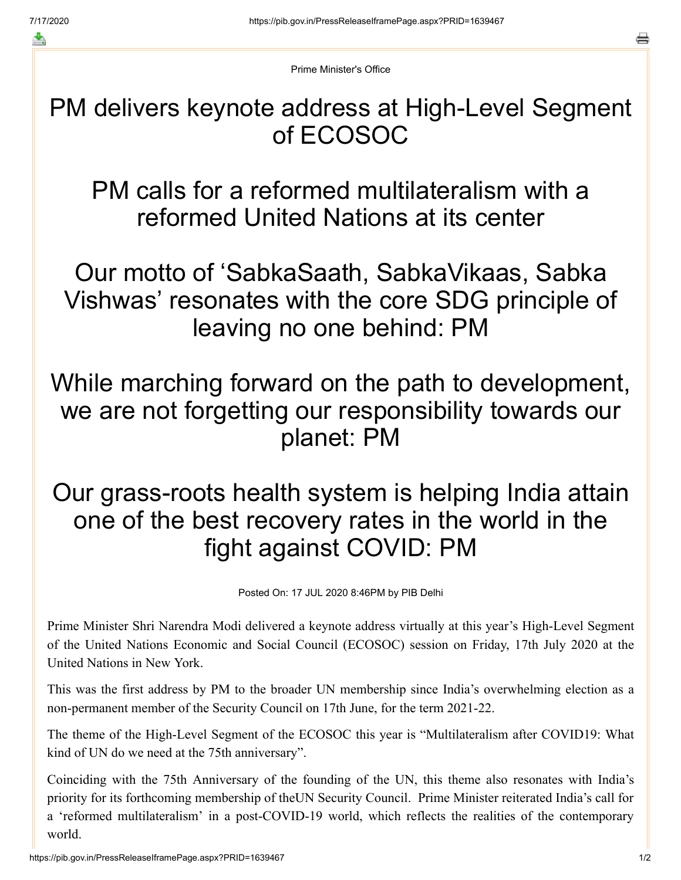Prime Minister's Office

# PM delivers keynote address at High-Level Segment of ECOSOC

# PM calls for a reformed multilateralism with a reformed United Nations at its center

# Our motto of 'SabkaSaath, SabkaVikaas, Sabka Vishwas' resonates with the core SDG principle of leaving no one behind: PM

# While marching forward on the path to development, we are not forgetting our responsibility towards our planet: PM

# Our grass-roots health system is helping India attain one of the best recovery rates in the world in the fight against COVID: PM

Posted On: 17 JUL 2020 8:46PM by PIB Delhi

Prime Minister Shri Narendra Modi delivered a keynote address virtually at this year's High-Level Segment of the United Nations Economic and Social Council (ECOSOC) session on Friday, 17th July 2020 at the United Nations in New York.

This was the first address by PM to the broader UN membership since India's overwhelming election as a non-permanent member of the Security Council on 17th June, for the term 2021-22.

The theme of the High-Level Segment of the ECOSOC this year is "Multilateralism after COVID19: What kind of UN do we need at the 75th anniversary".

Coinciding with the 75th Anniversary of the founding of the UN, this theme also resonates with India's priority for its forthcoming membership of theUN Security Council. Prime Minister reiterated India's call for a 'reformed multilateralism' in a post-COVID-19 world, which reflects the realities of the contemporary world.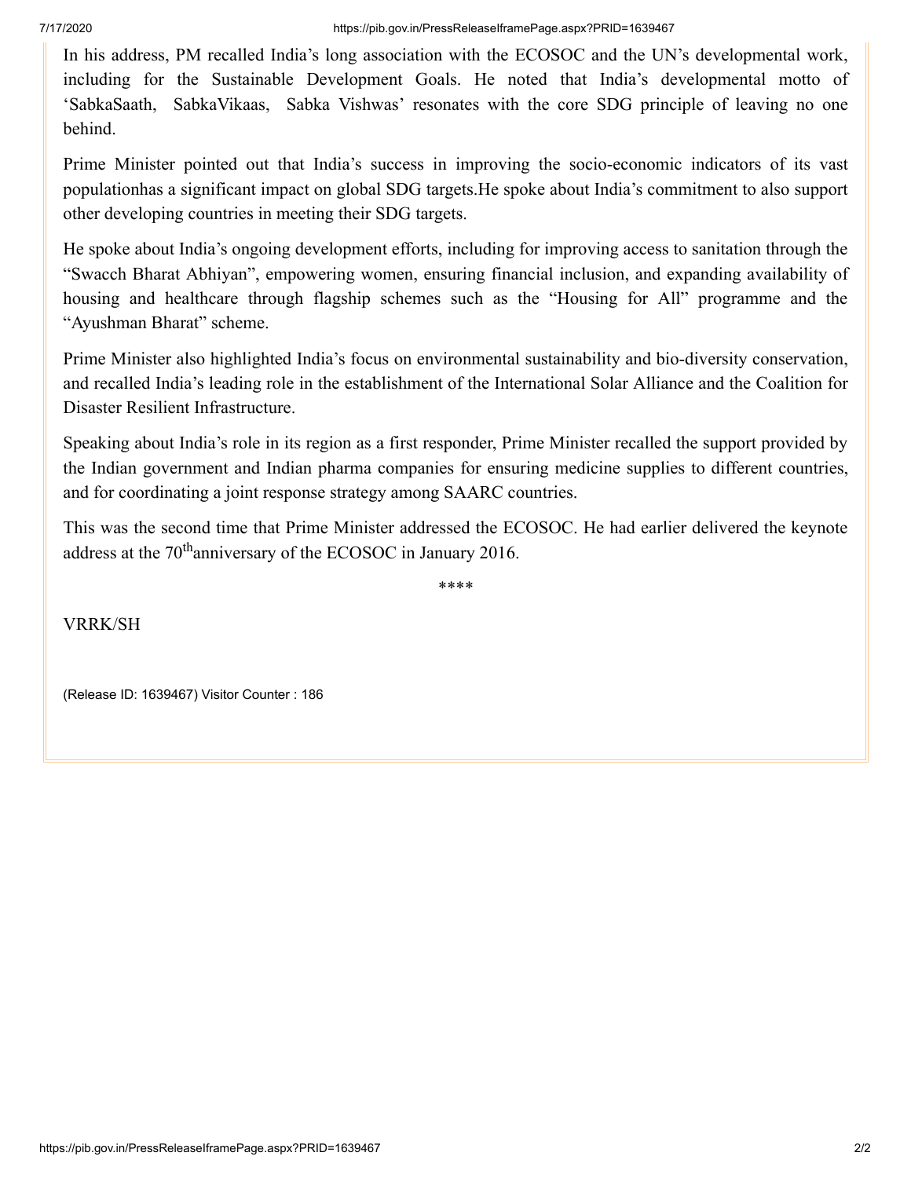In his address, PM recalled India's long association with the ECOSOC and the UN's developmental work, including for the Sustainable Development Goals. He noted that India's developmental motto of 'SabkaSaath, SabkaVikaas, Sabka Vishwas' resonates with the core SDG principle of leaving no one behind.

Prime Minister pointed out that India's success in improving the socio-economic indicators of its vast populationhas a significant impact on global SDG targets.He spoke about India's commitment to also support other developing countries in meeting their SDG targets.

He spoke about India's ongoing development efforts, including for improving access to sanitation through the "Swacch Bharat Abhiyan", empowering women, ensuring financial inclusion, and expanding availability of housing and healthcare through flagship schemes such as the "Housing for All" programme and the "Ayushman Bharat" scheme.

Prime Minister also highlighted India's focus on environmental sustainability and bio-diversity conservation, and recalled India's leading role in the establishment of the International Solar Alliance and the Coalition for Disaster Resilient Infrastructure.

Speaking about India's role in its region as a first responder, Prime Minister recalled the support provided by the Indian government and Indian pharma companies for ensuring medicine supplies to different countries, and for coordinating a joint response strategy among SAARC countries.

This was the second time that Prime Minister addressed the ECOSOC. He had earlier delivered the keynote address at the 70thanniversary of the ECOSOC in January 2016.

****

VRRK/SH

(Release ID: 1639467) Visitor Counter : 186